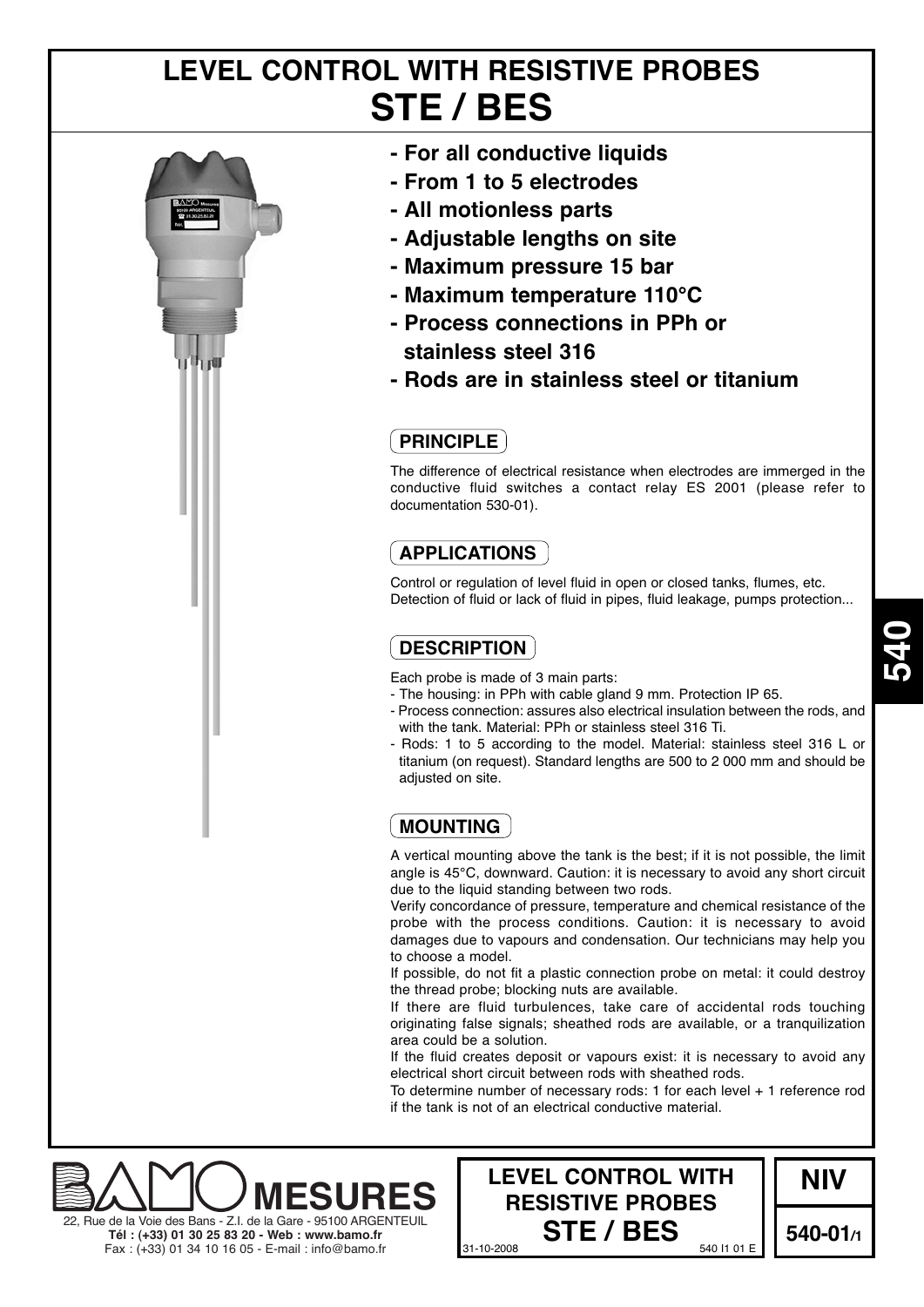# LEVEL CONTROL WITH RESISTIVE PROBES
# STE / BES

- **For all conductive liquids**
- **From 1 to 5 electrodes**
- **All motionless parts**
- **Adjustable lengths on site**
- **Maximum pressure 15 bar**
- **Maximum temperature 110°C**
- **Process connections in PPh or stainless steel 316**
- **Rods are in stainless steel or titanium**

## PRINCIPLE

The difference of electrical resistance when electrodes are immerged in the conductive fluid switches a contact relay ES 2001 (please refer to documentation 530-01).

## APPLICATIONS

Control or regulation of level fluid in open or closed tanks, flumes, etc.
Detection of fluid or lack of fluid in pipes, fluid leakage, pumps protection...

## DESCRIPTION

Each probe is made of 3 main parts:
- The housing: in PPh with cable gland 9 mm. Protection IP 65.
- Process connection: assures also electrical insulation between the rods, and with the tank. Material: PPh or stainless steel 316 Ti.
- Rods: 1 to 5 according to the model. Material: stainless steel 316 L or titanium (on request). Standard lengths are 500 to 2 000 mm and should be adjusted on site.

## MOUNTING

A vertical mounting above the tank is the best; if it is not possible, the limit angle is 45°C, downward. Caution: it is necessary to avoid any short circuit due to the liquid standing between two rods.
Verify concordance of pressure, temperature and chemical resistance of the probe with the process conditions. Caution: it is necessary to avoid damages due to vapours and condensation. Our technicians may help you to choose a model.
If possible, do not fit a plastic connection probe on metal: it could destroy the thread probe; blocking nuts are available.
If there are fluid turbulences, take care of accidental rods touching originating false signals; sheathed rods are available, or a tranquilization area could be a solution.
If the fluid creates deposit or vapours exist: it is necessary to avoid any electrical short circuit between rods with sheathed rods.
To determine number of necessary rods: 1 for each level + 1 reference rod if the tank is not of an electrical conductive material.

BAMO MESURES
22, Rue de la Voie des Bans - Z.I. de la Gare - 95100 ARGENTEUIL
**Tél : (+33) 01 30 25 83 20 - Web : www.bamo.fr**
Fax : (+33) 01 34 10 16 05 - E-mail : info@bamo.fr

**LEVEL CONTROL WITH RESISTIVE PROBES STE / BES**
31-10-2008 540 I1 01 E

**NIV**
**540-01/1**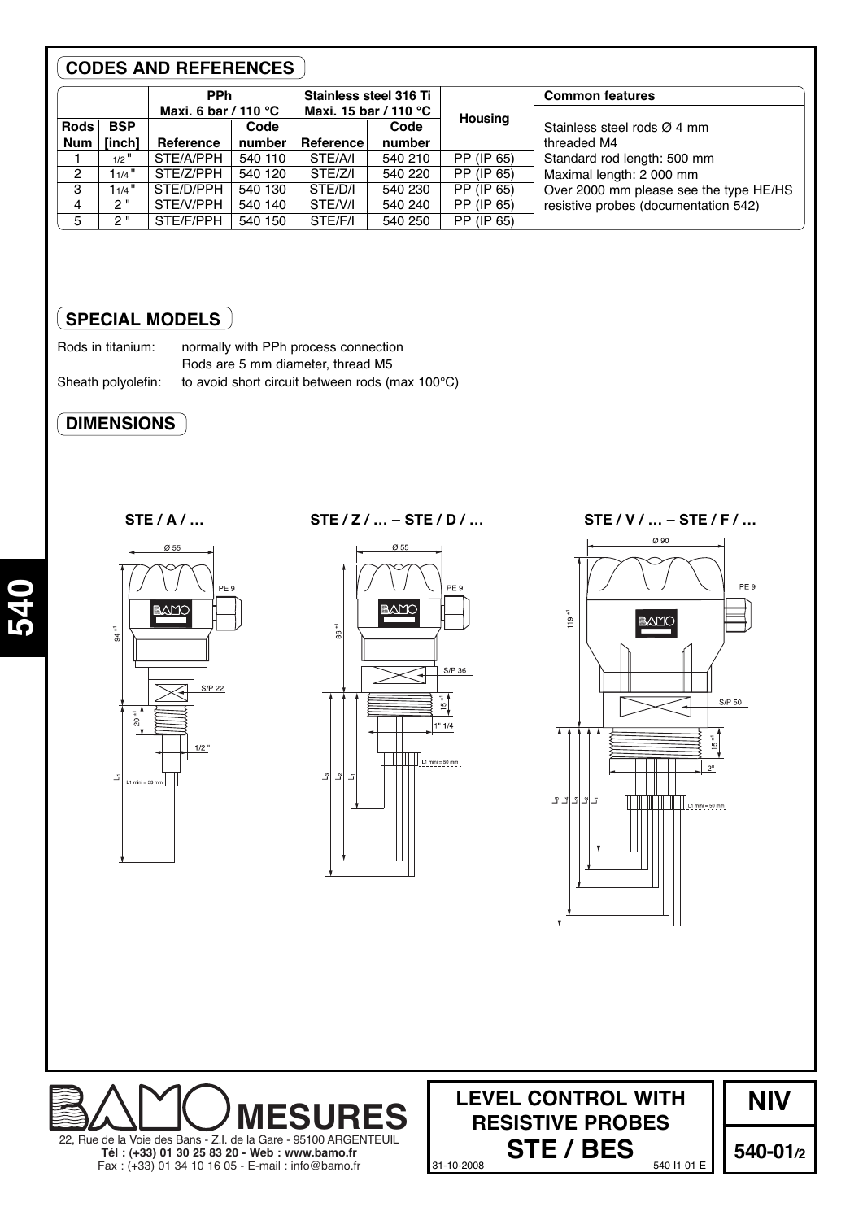## CODES AND REFERENCES

| Rods Num | BSP [inch] | PPh Maxi. 6 bar / 110 °C Reference | Code number | Stainless steel 316 Ti Maxi. 15 bar / 110 °C Reference | Code number | Housing |
|---|---|---|---|---|---|---|
| 1 | 1/2 " | STE/A/PPH | 540 110 | STE/A/I | 540 210 | PP (IP 65) |
| 2 | 11/4 " | STE/Z/PPH | 540 120 | STE/Z/I | 540 220 | PP (IP 65) |
| 3 | 11/4 " | STE/D/PPH | 540 130 | STE/D/I | 540 230 | PP (IP 65) |
| 4 | 2 " | STE/V/PPH | 540 140 | STE/V/I | 540 240 | PP (IP 65) |
| 5 | 2 " | STE/F/PPH | 540 150 | STE/F/I | 540 250 | PP (IP 65) |

**Common features**

Stainless steel rods Ø 4 mm threaded M4
Standard rod length: 500 mm
Maximal length: 2 000 mm
Over 2000 mm please see the type HE/HS resistive probes (documentation 542)

## SPECIAL MODELS

Rods in titanium: normally with PPh process connection
Rods are 5 mm diameter, thread M5

Sheath polyolefin: to avoid short circuit between rods (max 100°C)

## DIMENSIONS

**STE / A / …**

Ø 55
PE 9
BAMO
94 ±1
S/P 22
20 ±1
1/2 "
L1
L1 mini = 50 mm

**STE / Z / … – STE / D / …**

Ø 55
PE 9
BAMO
86 ±1
S/P 36
15 ±1
1" 1/4
L1 mini = 50 mm
L3 L2 L1

**STE / V / … – STE / F / …**

Ø 90
PE 9
BAMO
119 ±1
S/P 50
15 ±1
2"
L1 mini = 50 mm
L5 L4 L3 L2 L1

BAMO MESURES
22, Rue de la Voie des Bans - Z.I. de la Gare - 95100 ARGENTEUIL
**Tél : (+33) 01 30 25 83 20 - Web : www.bamo.fr**
Fax : (+33) 01 34 10 16 05 - E-mail : info@bamo.fr

**LEVEL CONTROL WITH RESISTIVE PROBES**
**STE / BES**
31-10-2008 540 I1 01 E

**NIV**
**540-01**